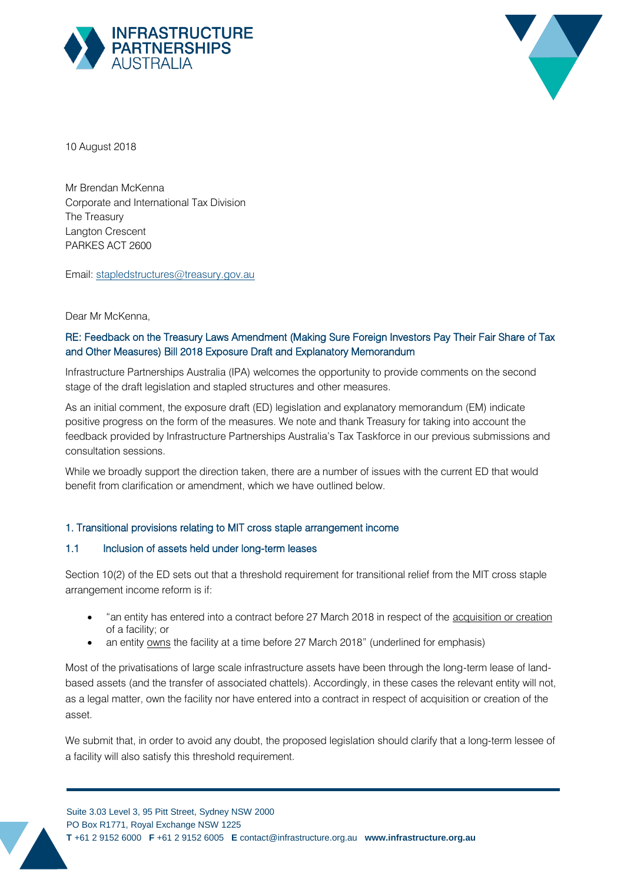INFRASTRUCTURE PARTNERSHIPS AUSTRALIA

10 August 2018

Mr Brendan McKenna
Corporate and International Tax Division
The Treasury
Langton Crescent
PARKES ACT 2600

Email: stapledstructures@treasury.gov.au

Dear Mr McKenna,

## RE: Feedback on the Treasury Laws Amendment (Making Sure Foreign Investors Pay Their Fair Share of Tax and Other Measures) Bill 2018 Exposure Draft and Explanatory Memorandum

Infrastructure Partnerships Australia (IPA) welcomes the opportunity to provide comments on the second stage of the draft legislation and stapled structures and other measures.

As an initial comment, the exposure draft (ED) legislation and explanatory memorandum (EM) indicate positive progress on the form of the measures. We note and thank Treasury for taking into account the feedback provided by Infrastructure Partnerships Australia's Tax Taskforce in our previous submissions and consultation sessions.

While we broadly support the direction taken, there are a number of issues with the current ED that would benefit from clarification or amendment, which we have outlined below.

### 1. Transitional provisions relating to MIT cross staple arrangement income

#### 1.1 Inclusion of assets held under long-term leases

Section 10(2) of the ED sets out that a threshold requirement for transitional relief from the MIT cross staple arrangement income reform is if:

- "an entity has entered into a contract before 27 March 2018 in respect of the <u>acquisition or creation</u> of a facility; or
- an entity <u>owns</u> the facility at a time before 27 March 2018" (underlined for emphasis)

Most of the privatisations of large scale infrastructure assets have been through the long-term lease of land-based assets (and the transfer of associated chattels). Accordingly, in these cases the relevant entity will not, as a legal matter, own the facility nor have entered into a contract in respect of acquisition or creation of the asset.

We submit that, in order to avoid any doubt, the proposed legislation should clarify that a long-term lessee of a facility will also satisfy this threshold requirement.

Suite 3.03 Level 3, 95 Pitt Street, Sydney NSW 2000
PO Box R1771, Royal Exchange NSW 1225
**T** +61 2 9152 6000 **F** +61 2 9152 6005 **E** contact@infrastructure.org.au **www.infrastructure.org.au**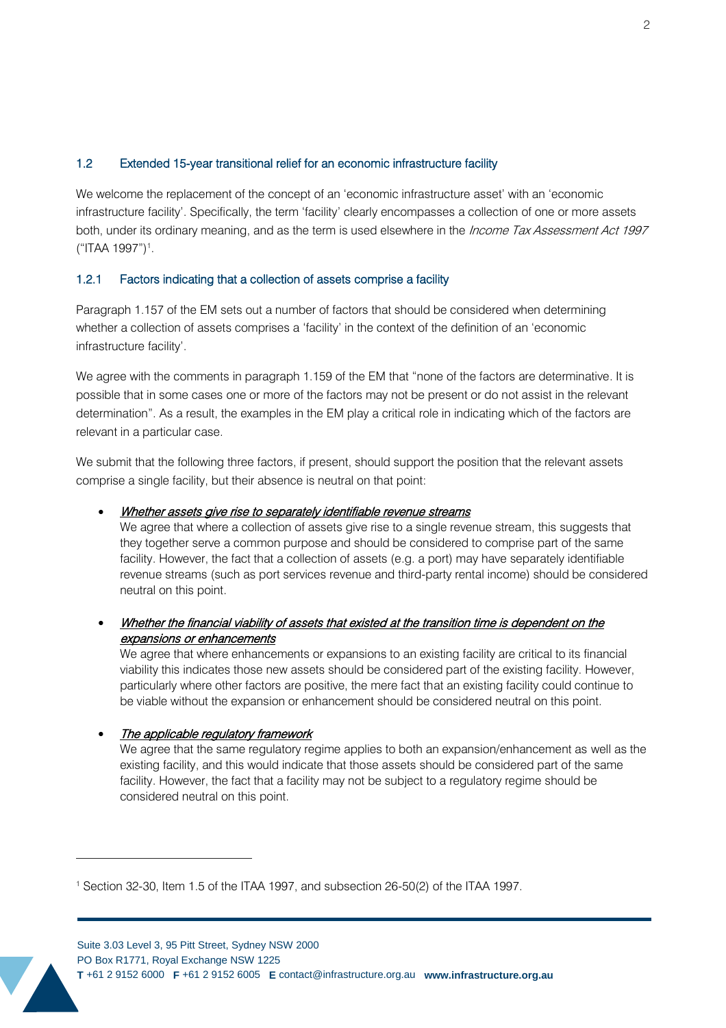## 1.2 Extended 15-year transitional relief for an economic infrastructure facility

We welcome the replacement of the concept of an 'economic infrastructure asset' with an 'economic infrastructure facility'. Specifically, the term 'facility' clearly encompasses a collection of one or more assets both, under its ordinary meaning, and as the term is used elsewhere in the *Income Tax Assessment Act 1997* ("ITAA 1997")[1].

### 1.2.1 Factors indicating that a collection of assets comprise a facility

Paragraph 1.157 of the EM sets out a number of factors that should be considered when determining whether a collection of assets comprises a 'facility' in the context of the definition of an 'economic infrastructure facility'.

We agree with the comments in paragraph 1.159 of the EM that "none of the factors are determinative. It is possible that in some cases one or more of the factors may not be present or do not assist in the relevant determination". As a result, the examples in the EM play a critical role in indicating which of the factors are relevant in a particular case.

We submit that the following three factors, if present, should support the position that the relevant assets comprise a single facility, but their absence is neutral on that point:

- ***Whether assets give rise to separately identifiable revenue streams***
  We agree that where a collection of assets give rise to a single revenue stream, this suggests that they together serve a common purpose and should be considered to comprise part of the same facility. However, the fact that a collection of assets (e.g. a port) may have separately identifiable revenue streams (such as port services revenue and third-party rental income) should be considered neutral on this point.

- ***Whether the financial viability of assets that existed at the transition time is dependent on the expansions or enhancements***
  We agree that where enhancements or expansions to an existing facility are critical to its financial viability this indicates those new assets should be considered part of the existing facility. However, particularly where other factors are positive, the mere fact that an existing facility could continue to be viable without the expansion or enhancement should be considered neutral on this point.

- ***The applicable regulatory framework***
  We agree that the same regulatory regime applies to both an expansion/enhancement as well as the existing facility, and this would indicate that those assets should be considered part of the same facility. However, the fact that a facility may not be subject to a regulatory regime should be considered neutral on this point.

---

[1] Section 32-30, Item 1.5 of the ITAA 1997, and subsection 26-50(2) of the ITAA 1997.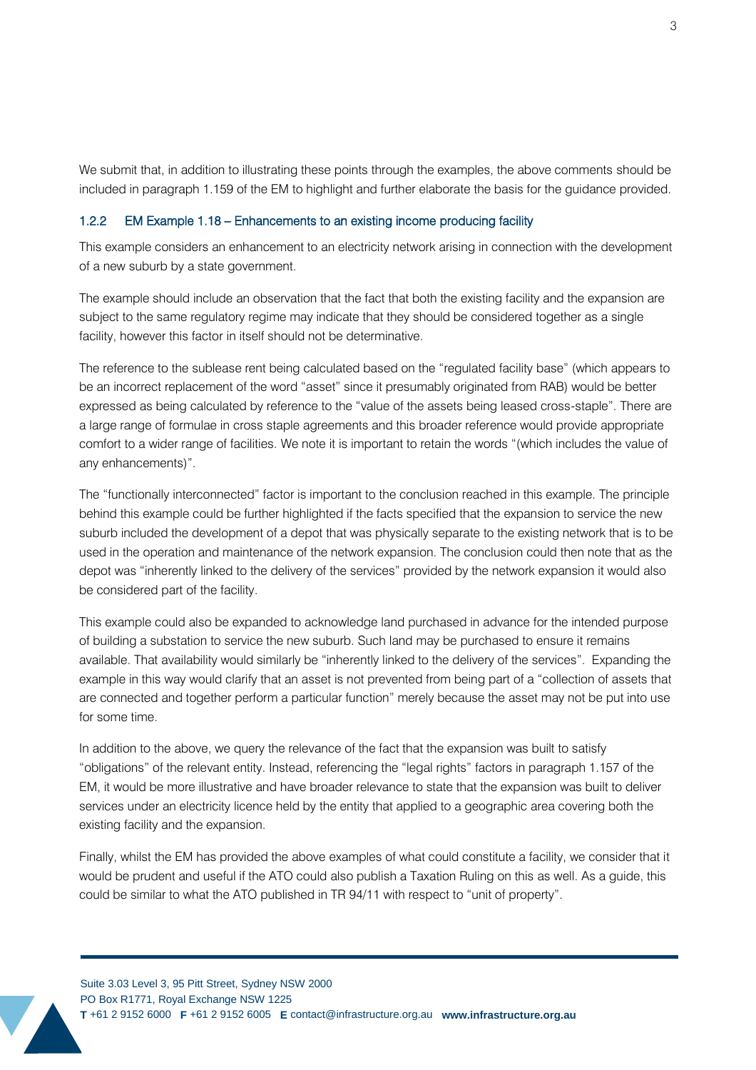We submit that, in addition to illustrating these points through the examples, the above comments should be included in paragraph 1.159 of the EM to highlight and further elaborate the basis for the guidance provided.

### 1.2.2 EM Example 1.18 – Enhancements to an existing income producing facility

This example considers an enhancement to an electricity network arising in connection with the development of a new suburb by a state government.

The example should include an observation that the fact that both the existing facility and the expansion are subject to the same regulatory regime may indicate that they should be considered together as a single facility, however this factor in itself should not be determinative.

The reference to the sublease rent being calculated based on the "regulated facility base" (which appears to be an incorrect replacement of the word "asset" since it presumably originated from RAB) would be better expressed as being calculated by reference to the "value of the assets being leased cross-staple". There are a large range of formulae in cross staple agreements and this broader reference would provide appropriate comfort to a wider range of facilities. We note it is important to retain the words "(which includes the value of any enhancements)".

The "functionally interconnected" factor is important to the conclusion reached in this example. The principle behind this example could be further highlighted if the facts specified that the expansion to service the new suburb included the development of a depot that was physically separate to the existing network that is to be used in the operation and maintenance of the network expansion. The conclusion could then note that as the depot was "inherently linked to the delivery of the services" provided by the network expansion it would also be considered part of the facility.

This example could also be expanded to acknowledge land purchased in advance for the intended purpose of building a substation to service the new suburb. Such land may be purchased to ensure it remains available. That availability would similarly be "inherently linked to the delivery of the services". Expanding the example in this way would clarify that an asset is not prevented from being part of a "collection of assets that are connected and together perform a particular function" merely because the asset may not be put into use for some time.

In addition to the above, we query the relevance of the fact that the expansion was built to satisfy "obligations" of the relevant entity. Instead, referencing the "legal rights" factors in paragraph 1.157 of the EM, it would be more illustrative and have broader relevance to state that the expansion was built to deliver services under an electricity licence held by the entity that applied to a geographic area covering both the existing facility and the expansion.

Finally, whilst the EM has provided the above examples of what could constitute a facility, we consider that it would be prudent and useful if the ATO could also publish a Taxation Ruling on this as well. As a guide, this could be similar to what the ATO published in TR 94/11 with respect to "unit of property".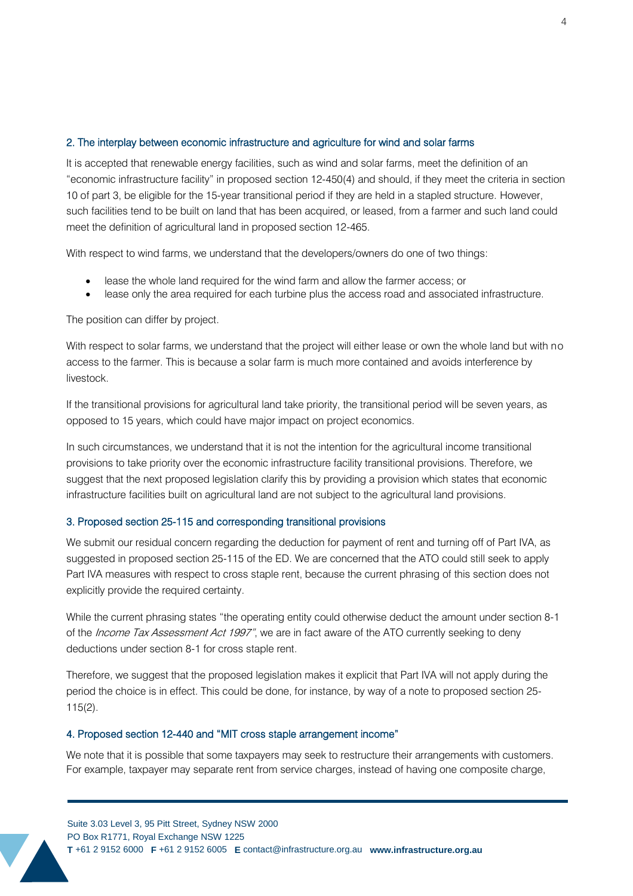### 2. The interplay between economic infrastructure and agriculture for wind and solar farms

It is accepted that renewable energy facilities, such as wind and solar farms, meet the definition of an "economic infrastructure facility" in proposed section 12-450(4) and should, if they meet the criteria in section 10 of part 3, be eligible for the 15-year transitional period if they are held in a stapled structure. However, such facilities tend to be built on land that has been acquired, or leased, from a farmer and such land could meet the definition of agricultural land in proposed section 12-465.

With respect to wind farms, we understand that the developers/owners do one of two things:

- lease the whole land required for the wind farm and allow the farmer access; or
- lease only the area required for each turbine plus the access road and associated infrastructure.

The position can differ by project.

With respect to solar farms, we understand that the project will either lease or own the whole land but with no access to the farmer. This is because a solar farm is much more contained and avoids interference by livestock.

If the transitional provisions for agricultural land take priority, the transitional period will be seven years, as opposed to 15 years, which could have major impact on project economics.

In such circumstances, we understand that it is not the intention for the agricultural income transitional provisions to take priority over the economic infrastructure facility transitional provisions. Therefore, we suggest that the next proposed legislation clarify this by providing a provision which states that economic infrastructure facilities built on agricultural land are not subject to the agricultural land provisions.

### 3. Proposed section 25-115 and corresponding transitional provisions

We submit our residual concern regarding the deduction for payment of rent and turning off of Part IVA, as suggested in proposed section 25-115 of the ED. We are concerned that the ATO could still seek to apply Part IVA measures with respect to cross staple rent, because the current phrasing of this section does not explicitly provide the required certainty.

While the current phrasing states "the operating entity could otherwise deduct the amount under section 8-1 of the *Income Tax Assessment Act 1997*", we are in fact aware of the ATO currently seeking to deny deductions under section 8-1 for cross staple rent.

Therefore, we suggest that the proposed legislation makes it explicit that Part IVA will not apply during the period the choice is in effect. This could be done, for instance, by way of a note to proposed section 25-115(2).

### 4. Proposed section 12-440 and "MIT cross staple arrangement income"

We note that it is possible that some taxpayers may seek to restructure their arrangements with customers. For example, taxpayer may separate rent from service charges, instead of having one composite charge,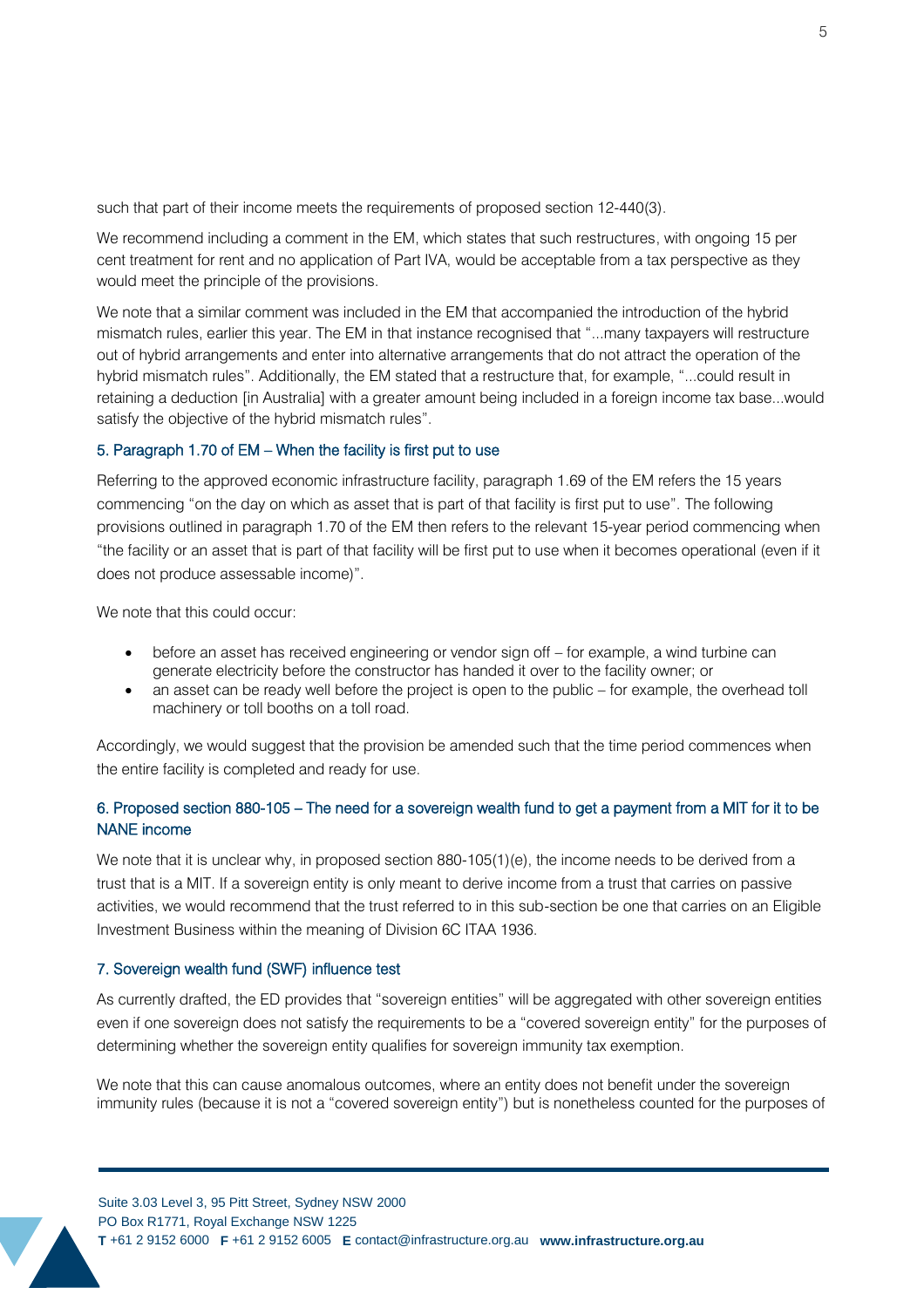such that part of their income meets the requirements of proposed section 12-440(3).

We recommend including a comment in the EM, which states that such restructures, with ongoing 15 per cent treatment for rent and no application of Part IVA, would be acceptable from a tax perspective as they would meet the principle of the provisions.

We note that a similar comment was included in the EM that accompanied the introduction of the hybrid mismatch rules, earlier this year. The EM in that instance recognised that "...many taxpayers will restructure out of hybrid arrangements and enter into alternative arrangements that do not attract the operation of the hybrid mismatch rules". Additionally, the EM stated that a restructure that, for example, "...could result in retaining a deduction [in Australia] with a greater amount being included in a foreign income tax base...would satisfy the objective of the hybrid mismatch rules".

### 5. Paragraph 1.70 of EM – When the facility is first put to use

Referring to the approved economic infrastructure facility, paragraph 1.69 of the EM refers the 15 years commencing "on the day on which as asset that is part of that facility is first put to use". The following provisions outlined in paragraph 1.70 of the EM then refers to the relevant 15-year period commencing when "the facility or an asset that is part of that facility will be first put to use when it becomes operational (even if it does not produce assessable income)".

We note that this could occur:

- before an asset has received engineering or vendor sign off – for example, a wind turbine can generate electricity before the constructor has handed it over to the facility owner; or
- an asset can be ready well before the project is open to the public – for example, the overhead toll machinery or toll booths on a toll road.

Accordingly, we would suggest that the provision be amended such that the time period commences when the entire facility is completed and ready for use.

### 6. Proposed section 880-105 – The need for a sovereign wealth fund to get a payment from a MIT for it to be NANE income

We note that it is unclear why, in proposed section 880-105(1)(e), the income needs to be derived from a trust that is a MIT. If a sovereign entity is only meant to derive income from a trust that carries on passive activities, we would recommend that the trust referred to in this sub-section be one that carries on an Eligible Investment Business within the meaning of Division 6C ITAA 1936.

### 7. Sovereign wealth fund (SWF) influence test

As currently drafted, the ED provides that "sovereign entities" will be aggregated with other sovereign entities even if one sovereign does not satisfy the requirements to be a "covered sovereign entity" for the purposes of determining whether the sovereign entity qualifies for sovereign immunity tax exemption.

We note that this can cause anomalous outcomes, where an entity does not benefit under the sovereign immunity rules (because it is not a "covered sovereign entity") but is nonetheless counted for the purposes of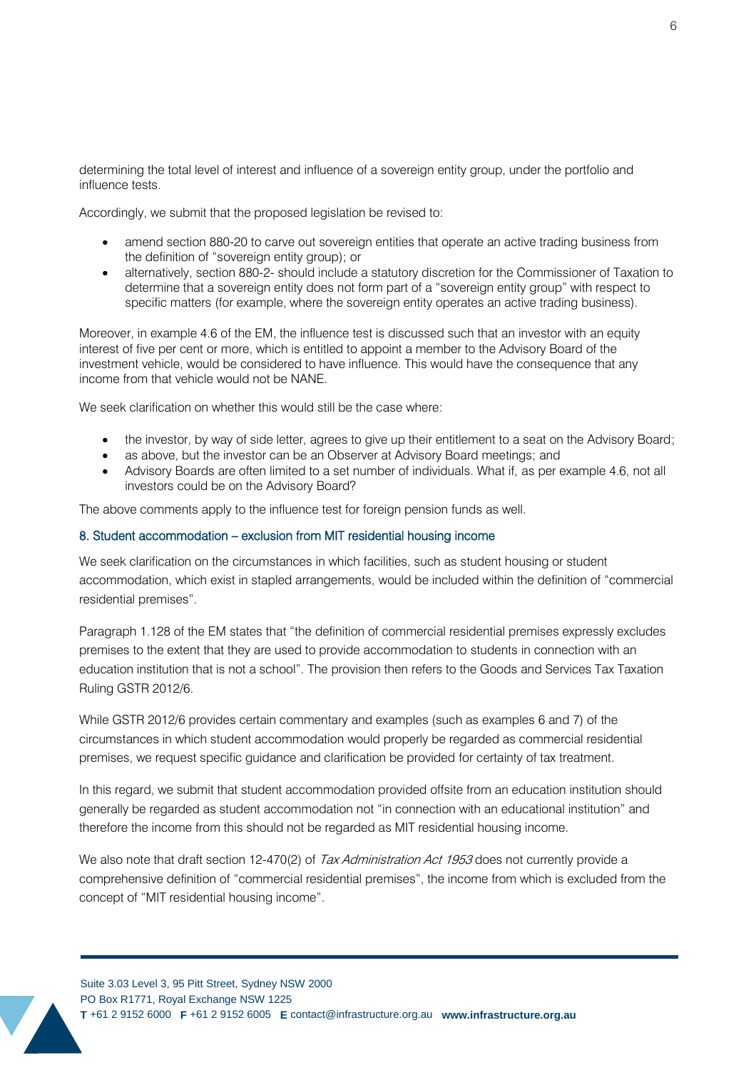determining the total level of interest and influence of a sovereign entity group, under the portfolio and influence tests.

Accordingly, we submit that the proposed legislation be revised to:

- amend section 880-20 to carve out sovereign entities that operate an active trading business from the definition of "sovereign entity group); or
- alternatively, section 880-2- should include a statutory discretion for the Commissioner of Taxation to determine that a sovereign entity does not form part of a "sovereign entity group" with respect to specific matters (for example, where the sovereign entity operates an active trading business).

Moreover, in example 4.6 of the EM, the influence test is discussed such that an investor with an equity interest of five per cent or more, which is entitled to appoint a member to the Advisory Board of the investment vehicle, would be considered to have influence. This would have the consequence that any income from that vehicle would not be NANE.

We seek clarification on whether this would still be the case where:

- the investor, by way of side letter, agrees to give up their entitlement to a seat on the Advisory Board;
- as above, but the investor can be an Observer at Advisory Board meetings; and
- Advisory Boards are often limited to a set number of individuals. What if, as per example 4.6, not all investors could be on the Advisory Board?

The above comments apply to the influence test for foreign pension funds as well.

### 8. Student accommodation – exclusion from MIT residential housing income

We seek clarification on the circumstances in which facilities, such as student housing or student accommodation, which exist in stapled arrangements, would be included within the definition of "commercial residential premises".

Paragraph 1.128 of the EM states that "the definition of commercial residential premises expressly excludes premises to the extent that they are used to provide accommodation to students in connection with an education institution that is not a school". The provision then refers to the Goods and Services Tax Taxation Ruling GSTR 2012/6.

While GSTR 2012/6 provides certain commentary and examples (such as examples 6 and 7) of the circumstances in which student accommodation would properly be regarded as commercial residential premises, we request specific guidance and clarification be provided for certainty of tax treatment.

In this regard, we submit that student accommodation provided offsite from an education institution should generally be regarded as student accommodation not "in connection with an educational institution" and therefore the income from this should not be regarded as MIT residential housing income.

We also note that draft section 12-470(2) of *Tax Administration Act 1953* does not currently provide a comprehensive definition of "commercial residential premises", the income from which is excluded from the concept of "MIT residential housing income".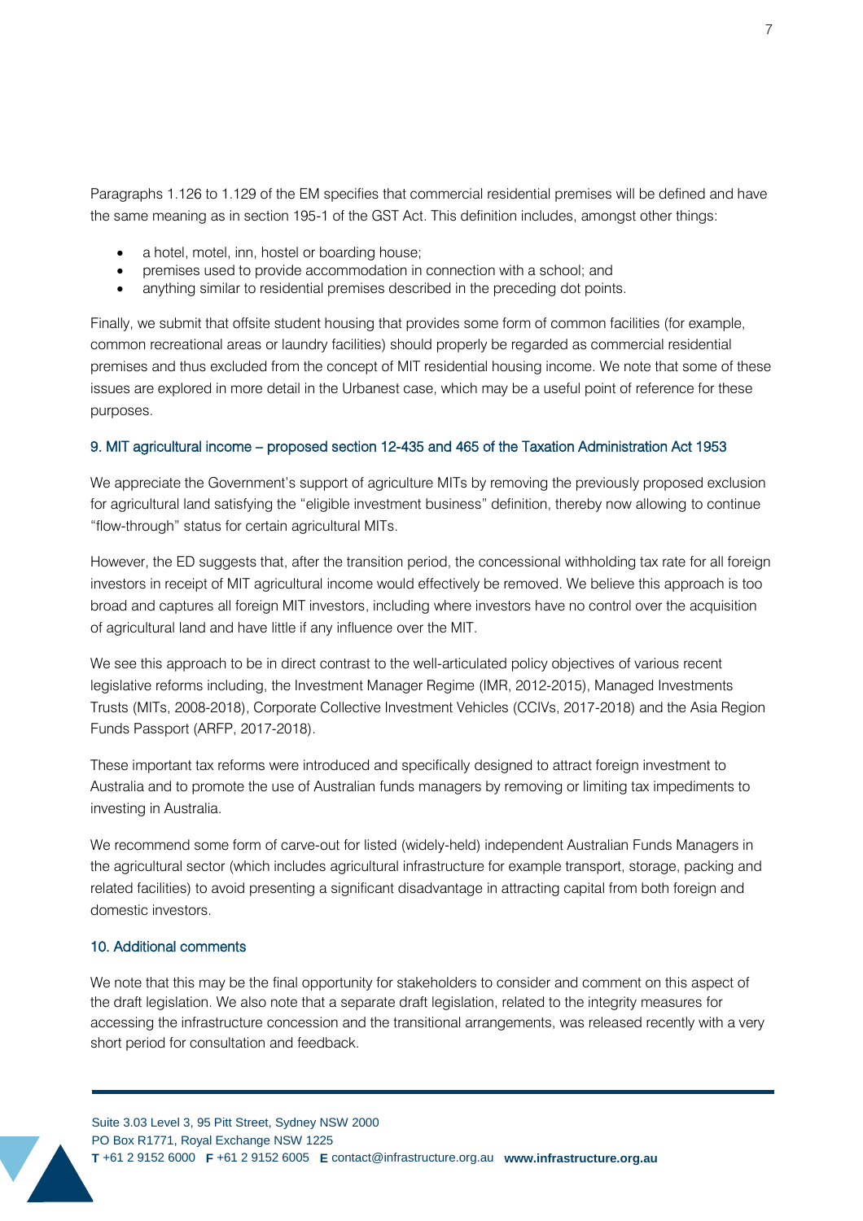Paragraphs 1.126 to 1.129 of the EM specifies that commercial residential premises will be defined and have the same meaning as in section 195-1 of the GST Act. This definition includes, amongst other things:

- a hotel, motel, inn, hostel or boarding house;
- premises used to provide accommodation in connection with a school; and
- anything similar to residential premises described in the preceding dot points.

Finally, we submit that offsite student housing that provides some form of common facilities (for example, common recreational areas or laundry facilities) should properly be regarded as commercial residential premises and thus excluded from the concept of MIT residential housing income. We note that some of these issues are explored in more detail in the Urbanest case, which may be a useful point of reference for these purposes.

### 9. MIT agricultural income – proposed section 12-435 and 465 of the Taxation Administration Act 1953

We appreciate the Government's support of agriculture MITs by removing the previously proposed exclusion for agricultural land satisfying the "eligible investment business" definition, thereby now allowing to continue "flow-through" status for certain agricultural MITs.

However, the ED suggests that, after the transition period, the concessional withholding tax rate for all foreign investors in receipt of MIT agricultural income would effectively be removed. We believe this approach is too broad and captures all foreign MIT investors, including where investors have no control over the acquisition of agricultural land and have little if any influence over the MIT.

We see this approach to be in direct contrast to the well-articulated policy objectives of various recent legislative reforms including, the Investment Manager Regime (IMR, 2012-2015), Managed Investments Trusts (MITs, 2008-2018), Corporate Collective Investment Vehicles (CCIVs, 2017-2018) and the Asia Region Funds Passport (ARFP, 2017-2018).

These important tax reforms were introduced and specifically designed to attract foreign investment to Australia and to promote the use of Australian funds managers by removing or limiting tax impediments to investing in Australia.

We recommend some form of carve-out for listed (widely-held) independent Australian Funds Managers in the agricultural sector (which includes agricultural infrastructure for example transport, storage, packing and related facilities) to avoid presenting a significant disadvantage in attracting capital from both foreign and domestic investors.

### 10. Additional comments

We note that this may be the final opportunity for stakeholders to consider and comment on this aspect of the draft legislation. We also note that a separate draft legislation, related to the integrity measures for accessing the infrastructure concession and the transitional arrangements, was released recently with a very short period for consultation and feedback.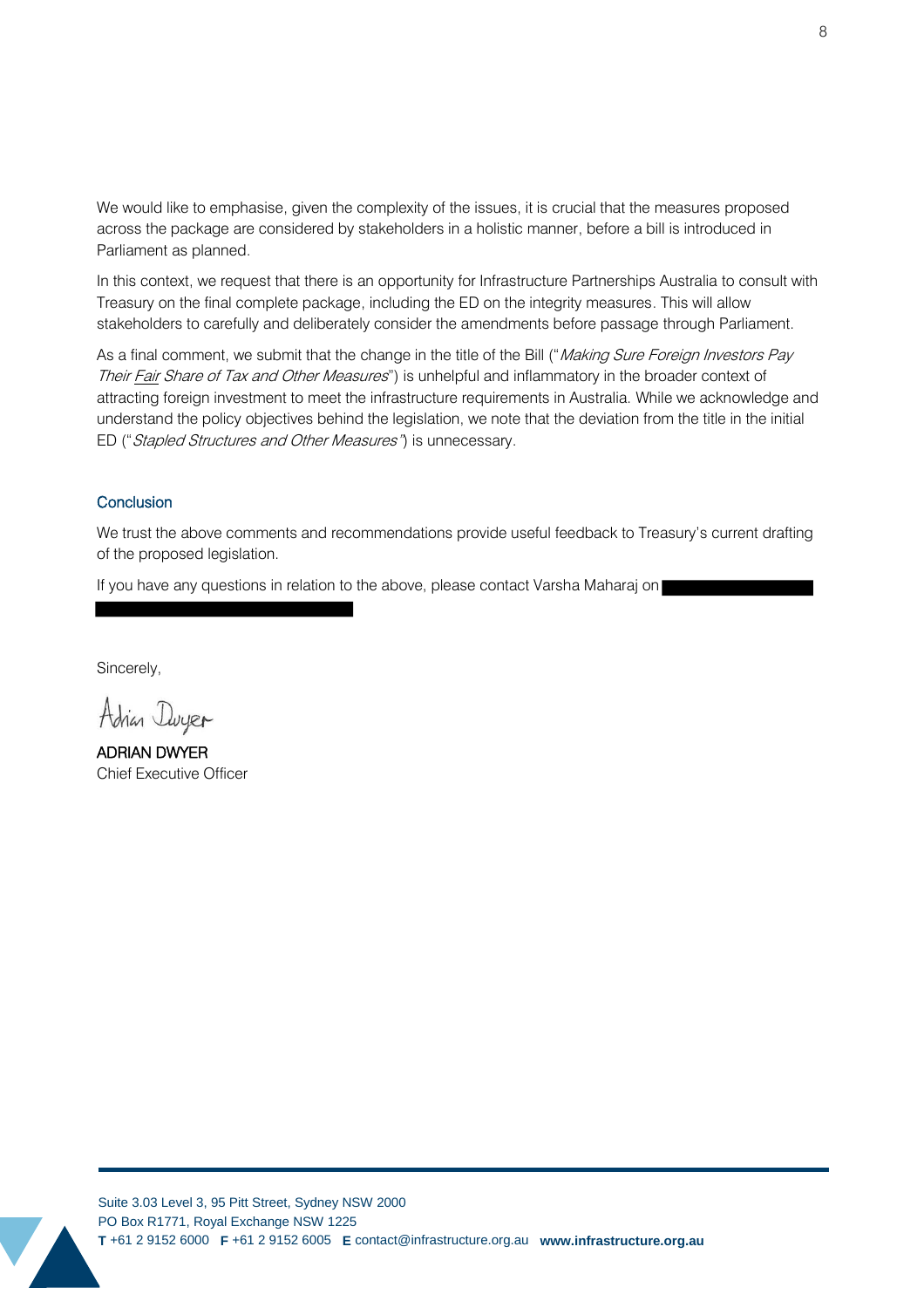We would like to emphasise, given the complexity of the issues, it is crucial that the measures proposed across the package are considered by stakeholders in a holistic manner, before a bill is introduced in Parliament as planned.

In this context, we request that there is an opportunity for Infrastructure Partnerships Australia to consult with Treasury on the final complete package, including the ED on the integrity measures. This will allow stakeholders to carefully and deliberately consider the amendments before passage through Parliament.

As a final comment, we submit that the change in the title of the Bill ("*Making Sure Foreign Investors Pay Their Fair Share of Tax and Other Measures*") is unhelpful and inflammatory in the broader context of attracting foreign investment to meet the infrastructure requirements in Australia. While we acknowledge and understand the policy objectives behind the legislation, we note that the deviation from the title in the initial ED ("*Stapled Structures and Other Measures*") is unnecessary.

## Conclusion

We trust the above comments and recommendations provide useful feedback to Treasury's current drafting of the proposed legislation.

If you have any questions in relation to the above, please contact Varsha Maharaj on

Sincerely,

Adrian Dwyer

**ADRIAN DWYER**
Chief Executive Officer

Suite 3.03 Level 3, 95 Pitt Street, Sydney NSW 2000
PO Box R1771, Royal Exchange NSW 1225
**T** +61 2 9152 6000 **F** +61 2 9152 6005 **E** contact@infrastructure.org.au **www.infrastructure.org.au**